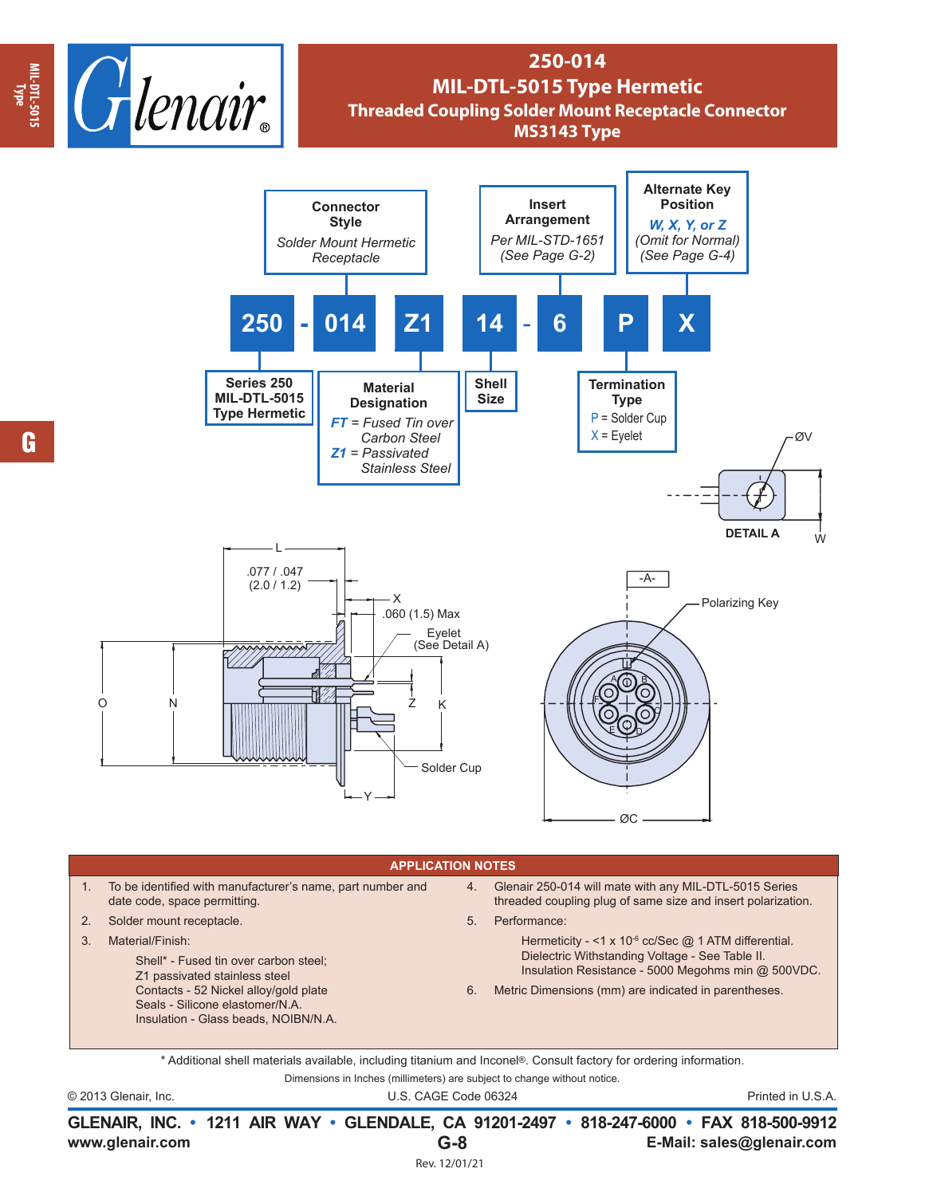# 250-014
## MIL-DTL-5015 Type Hermetic
### Threaded Coupling Solder Mount Receptacle Connector
### MS3143 Type

**250 - 014 Z1 14 - 6 P X**

- **Series 250** MIL-DTL-5015 Type Hermetic
- **Connector Style** — *Solder Mount Hermetic Receptacle*
- **Material Designation**
  - *FT* = *Fused Tin over Carbon Steel*
  - *Z1* = *Passivated Stainless Steel*
- **Shell Size**
- **Insert Arrangement** — *Per MIL-STD-1651 (See Page G-2)*
- **Termination Type**
  - P = Solder Cup
  - X = Eyelet
- **Alternate Key Position** — *W, X, Y, or Z (Omit for Normal) (See Page G-4)*

DETAIL A — ØV, W

L, .077 / .047 (2.0 / 1.2), X, .060 (1.5) Max, Eyelet (See Detail A), O, N, Z, K, Solder Cup, Y, -A-, Polarizing Key, ØC

## APPLICATION NOTES

1. To be identified with manufacturer's name, part number and date code, space permitting.
2. Solder mount receptacle.
3. Material/Finish:
   - Shell* - Fused tin over carbon steel; Z1 passivated stainless steel
   - Contacts - 52 Nickel alloy/gold plate
   - Seals - Silicone elastomer/N.A.
   - Insulation - Glass beads, NOIBN/N.A.
4. Glenair 250-014 will mate with any MIL-DTL-5015 Series threaded coupling plug of same size and insert polarization.
5. Performance:
   - Hermeticity - <1 x $10^{-6}$ cc/Sec @ 1 ATM differential.
   - Dielectric Withstanding Voltage - See Table II.
   - Insulation Resistance - 5000 Megohms min @ 500VDC.
6. Metric Dimensions (mm) are indicated in parentheses.

\* Additional shell materials available, including titanium and Inconel®. Consult factory for ordering information.

Dimensions in Inches (millimeters) are subject to change without notice.

© 2013 Glenair, Inc. U.S. CAGE Code 06324 Printed in U.S.A.

**GLENAIR, INC. • 1211 AIR WAY • GLENDALE, CA 91201-2497 • 818-247-6000 • FAX 818-500-9912**
**www.glenair.com** **E-Mail: sales@glenair.com**

Rev. 12/01/21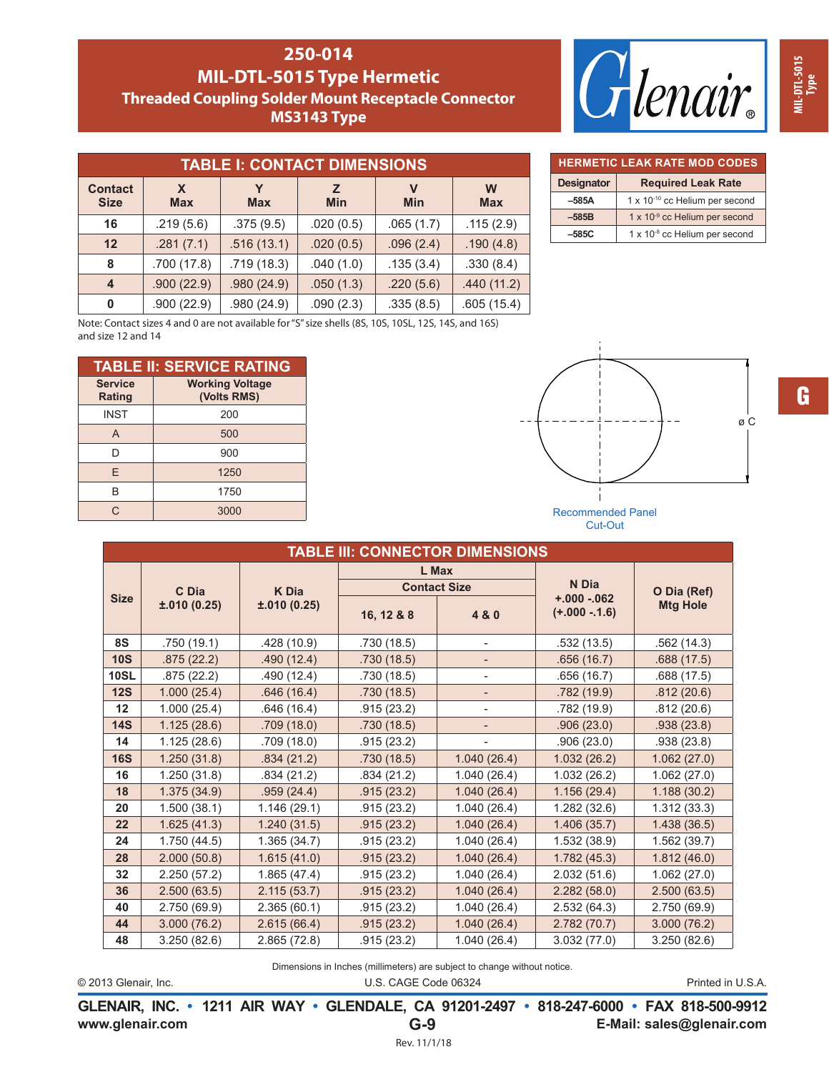# 250-014
## MIL-DTL-5015 Type Hermetic
### Threaded Coupling Solder Mount Receptacle Connector
### MS3143 Type

**TABLE I: CONTACT DIMENSIONS**

| Contact Size | X Max | Y Max | Z Min | V Min | W Max |
|---|---|---|---|---|---|
| 16 | .219 (5.6) | .375 (9.5) | .020 (0.5) | .065 (1.7) | .115 (2.9) |
| 12 | .281 (7.1) | .516 (13.1) | .020 (0.5) | .096 (2.4) | .190 (4.8) |
| 8 | .700 (17.8) | .719 (18.3) | .040 (1.0) | .135 (3.4) | .330 (8.4) |
| 4 | .900 (22.9) | .980 (24.9) | .050 (1.3) | .220 (5.6) | .440 (11.2) |
| 0 | .900 (22.9) | .980 (24.9) | .090 (2.3) | .335 (8.5) | .605 (15.4) |

Note: Contact sizes 4 and 0 are not available for "S" size shells (8S, 10S, 10SL, 12S, 14S, and 16S) and size 12 and 14

**HERMETIC LEAK RATE MOD CODES**

| Designator | Required Leak Rate |
|---|---|
| –585A | 1 x $10^{-10}$ cc Helium per second |
| –585B | 1 x $10^{-9}$ cc Helium per second |
| –585C | 1 x $10^{-8}$ cc Helium per second |

**TABLE II: SERVICE RATING**

| Service Rating | Working Voltage (Volts RMS) |
|---|---|
| INST | 200 |
| A | 500 |
| D | 900 |
| E | 1250 |
| B | 1750 |
| C | 3000 |

ø C

Recommended Panel Cut-Out

**TABLE III: CONNECTOR DIMENSIONS**

| Size | C Dia ±.010 (0.25) | K Dia ±.010 (0.25) | L Max Contact Size 16, 12 & 8 | L Max Contact Size 4 & 0 | N Dia +.000 -.062 (+.000 -.1.6) | O Dia (Ref) Mtg Hole |
|---|---|---|---|---|---|---|
| 8S | .750 (19.1) | .428 (10.9) | .730 (18.5) | - | .532 (13.5) | .562 (14.3) |
| 10S | .875 (22.2) | .490 (12.4) | .730 (18.5) | - | .656 (16.7) | .688 (17.5) |
| 10SL | .875 (22.2) | .490 (12.4) | .730 (18.5) | - | .656 (16.7) | .688 (17.5) |
| 12S | 1.000 (25.4) | .646 (16.4) | .730 (18.5) | - | .782 (19.9) | .812 (20.6) |
| 12 | 1.000 (25.4) | .646 (16.4) | .915 (23.2) | - | .782 (19.9) | .812 (20.6) |
| 14S | 1.125 (28.6) | .709 (18.0) | .730 (18.5) | - | .906 (23.0) | .938 (23.8) |
| 14 | 1.125 (28.6) | .709 (18.0) | .915 (23.2) | - | .906 (23.0) | .938 (23.8) |
| 16S | 1.250 (31.8) | .834 (21.2) | .730 (18.5) | 1.040 (26.4) | 1.032 (26.2) | 1.062 (27.0) |
| 16 | 1.250 (31.8) | .834 (21.2) | .834 (21.2) | 1.040 (26.4) | 1.032 (26.2) | 1.062 (27.0) |
| 18 | 1.375 (34.9) | .959 (24.4) | .915 (23.2) | 1.040 (26.4) | 1.156 (29.4) | 1.188 (30.2) |
| 20 | 1.500 (38.1) | 1.146 (29.1) | .915 (23.2) | 1.040 (26.4) | 1.282 (32.6) | 1.312 (33.3) |
| 22 | 1.625 (41.3) | 1.240 (31.5) | .915 (23.2) | 1.040 (26.4) | 1.406 (35.7) | 1.438 (36.5) |
| 24 | 1.750 (44.5) | 1.365 (34.7) | .915 (23.2) | 1.040 (26.4) | 1.532 (38.9) | 1.562 (39.7) |
| 28 | 2.000 (50.8) | 1.615 (41.0) | .915 (23.2) | 1.040 (26.4) | 1.782 (45.3) | 1.812 (46.0) |
| 32 | 2.250 (57.2) | 1.865 (47.4) | .915 (23.2) | 1.040 (26.4) | 2.032 (51.6) | 1.062 (27.0) |
| 36 | 2.500 (63.5) | 2.115 (53.7) | .915 (23.2) | 1.040 (26.4) | 2.282 (58.0) | 2.500 (63.5) |
| 40 | 2.750 (69.9) | 2.365 (60.1) | .915 (23.2) | 1.040 (26.4) | 2.532 (64.3) | 2.750 (69.9) |
| 44 | 3.000 (76.2) | 2.615 (66.4) | .915 (23.2) | 1.040 (26.4) | 2.782 (70.7) | 3.000 (76.2) |
| 48 | 3.250 (82.6) | 2.865 (72.8) | .915 (23.2) | 1.040 (26.4) | 3.032 (77.0) | 3.250 (82.6) |

Dimensions in Inches (millimeters) are subject to change without notice.

© 2013 Glenair, Inc. U.S. CAGE Code 06324 Printed in U.S.A.

**GLENAIR, INC. • 1211 AIR WAY • GLENDALE, CA 91201-2497 • 818-247-6000 • FAX 818-500-9912**
**www.glenair.com** **E-Mail: sales@glenair.com**

Rev. 11/1/18